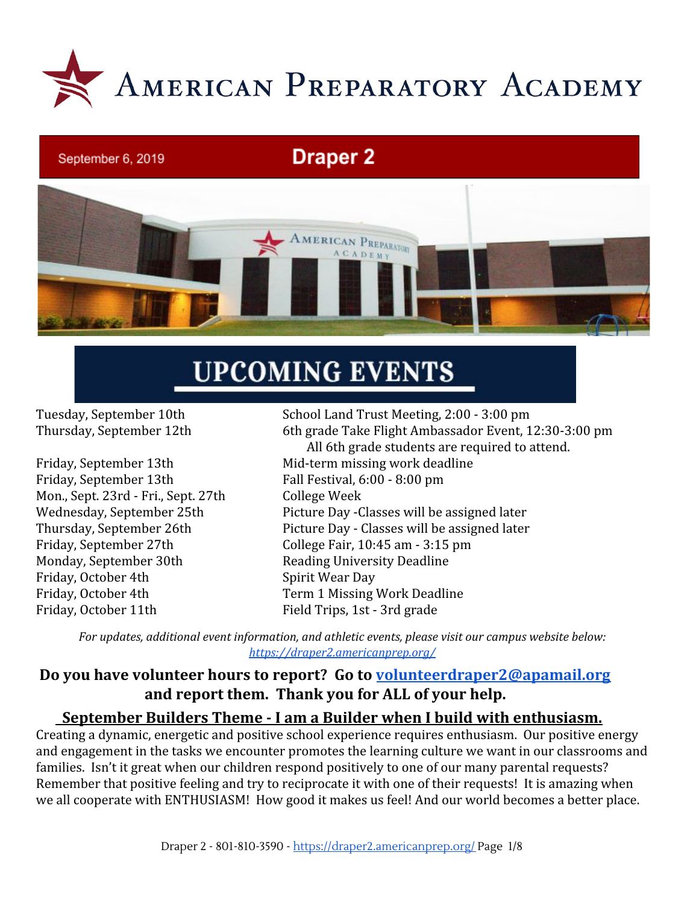# American Preparatory Academy

September 6, 2019 **Draper 2**

## UPCOMING EVENTS

| | |
|---|---|
| Tuesday, September 10th | School Land Trust Meeting, 2:00 - 3:00 pm |
| Thursday, September 12th | 6th grade Take Flight Ambassador Event, 12:30-3:00 pm All 6th grade students are required to attend. |
| Friday, September 13th | Mid-term missing work deadline |
| Friday, September 13th | Fall Festival, 6:00 - 8:00 pm |
| Mon., Sept. 23rd - Fri., Sept. 27th | College Week |
| Wednesday, September 25th | Picture Day -Classes will be assigned later |
| Thursday, September 26th | Picture Day - Classes will be assigned later |
| Friday, September 27th | College Fair, 10:45 am - 3:15 pm |
| Monday, September 30th | Reading University Deadline |
| Friday, October 4th | Spirit Wear Day |
| Friday, October 4th | Term 1 Missing Work Deadline |
| Friday, October 11th | Field Trips, 1st - 3rd grade |

*For updates, additional event information, and athletic events, please visit our campus website below:* *https://draper2.americanprep.org/*

**Do you have volunteer hours to report? Go to volunteerdraper2@apamail.org and report them. Thank you for ALL of your help.**

## September Builders Theme - I am a Builder when I build with enthusiasm.

Creating a dynamic, energetic and positive school experience requires enthusiasm. Our positive energy and engagement in the tasks we encounter promotes the learning culture we want in our classrooms and families. Isn't it great when our children respond positively to one of our many parental requests? Remember that positive feeling and try to reciprocate it with one of their requests! It is amazing when we all cooperate with ENTHUSIASM! How good it makes us feel! And our world becomes a better place.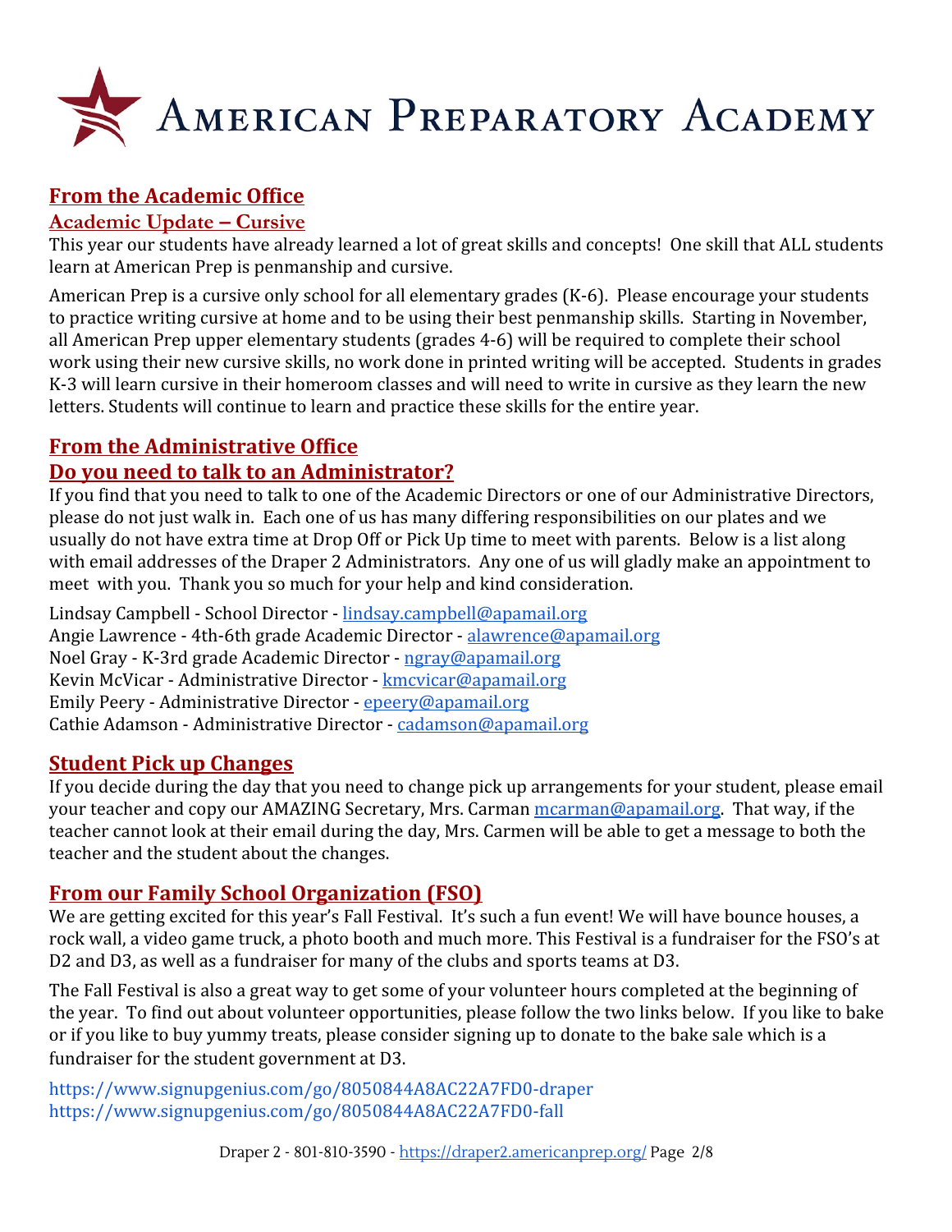# American Preparatory Academy

## From the Academic Office

### Academic Update – Cursive

This year our students have already learned a lot of great skills and concepts! One skill that ALL students learn at American Prep is penmanship and cursive.

American Prep is a cursive only school for all elementary grades (K-6). Please encourage your students to practice writing cursive at home and to be using their best penmanship skills. Starting in November, all American Prep upper elementary students (grades 4-6) will be required to complete their school work using their new cursive skills, no work done in printed writing will be accepted. Students in grades K-3 will learn cursive in their homeroom classes and will need to write in cursive as they learn the new letters. Students will continue to learn and practice these skills for the entire year.

## From the Administrative Office

### Do you need to talk to an Administrator?

If you find that you need to talk to one of the Academic Directors or one of our Administrative Directors, please do not just walk in. Each one of us has many differing responsibilities on our plates and we usually do not have extra time at Drop Off or Pick Up time to meet with parents. Below is a list along with email addresses of the Draper 2 Administrators. Any one of us will gladly make an appointment to meet with you. Thank you so much for your help and kind consideration.

Lindsay Campbell - School Director - lindsay.campbell@apamail.org
Angie Lawrence - 4th-6th grade Academic Director - alawrence@apamail.org
Noel Gray - K-3rd grade Academic Director - ngray@apamail.org
Kevin McVicar - Administrative Director - kmcvicar@apamail.org
Emily Peery - Administrative Director - epeery@apamail.org
Cathie Adamson - Administrative Director - cadamson@apamail.org

## Student Pick up Changes

If you decide during the day that you need to change pick up arrangements for your student, please email your teacher and copy our AMAZING Secretary, Mrs. Carman mcarman@apamail.org. That way, if the teacher cannot look at their email during the day, Mrs. Carmen will be able to get a message to both the teacher and the student about the changes.

## From our Family School Organization (FSO)

We are getting excited for this year's Fall Festival. It's such a fun event! We will have bounce houses, a rock wall, a video game truck, a photo booth and much more. This Festival is a fundraiser for the FSO's at D2 and D3, as well as a fundraiser for many of the clubs and sports teams at D3.

The Fall Festival is also a great way to get some of your volunteer hours completed at the beginning of the year. To find out about volunteer opportunities, please follow the two links below. If you like to bake or if you like to buy yummy treats, please consider signing up to donate to the bake sale which is a fundraiser for the student government at D3.

https://www.signupgenius.com/go/8050844A8AC22A7FD0-draper
https://www.signupgenius.com/go/8050844A8AC22A7FD0-fall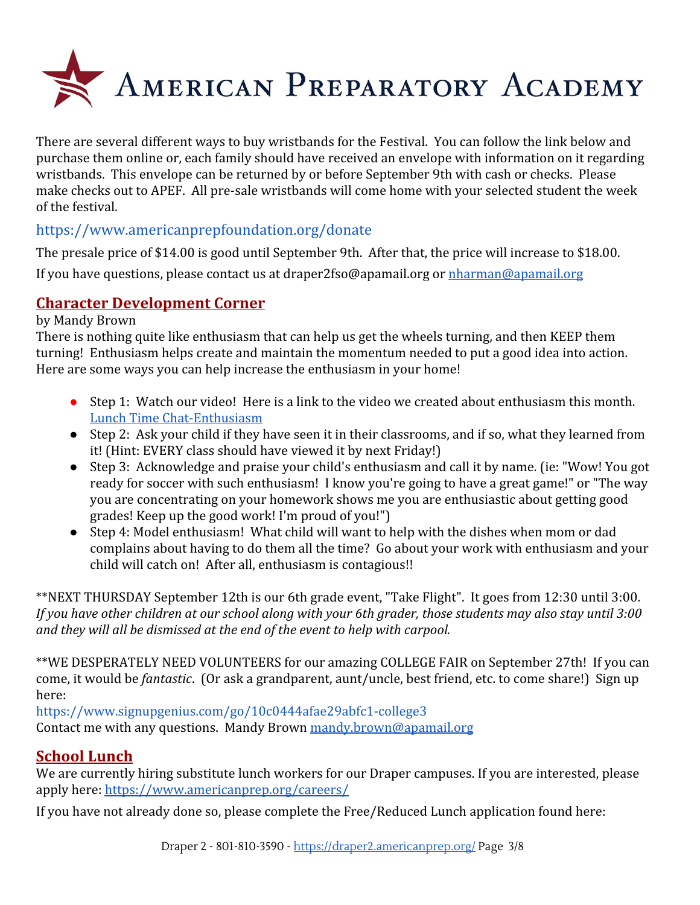# American Preparatory Academy

There are several different ways to buy wristbands for the Festival. You can follow the link below and purchase them online or, each family should have received an envelope with information on it regarding wristbands. This envelope can be returned by or before September 9th with cash or checks. Please make checks out to APEF. All pre-sale wristbands will come home with your selected student the week of the festival.

https://www.americanprepfoundation.org/donate

The presale price of $14.00 is good until September 9th. After that, the price will increase to $18.00.

If you have questions, please contact us at draper2fso@apamail.org or nharman@apamail.org

## Character Development Corner

by Mandy Brown

There is nothing quite like enthusiasm that can help us get the wheels turning, and then KEEP them turning! Enthusiasm helps create and maintain the momentum needed to put a good idea into action. Here are some ways you can help increase the enthusiasm in your home!

- Step 1: Watch our video! Here is a link to the video we created about enthusiasm this month. Lunch Time Chat-Enthusiasm
- Step 2: Ask your child if they have seen it in their classrooms, and if so, what they learned from it! (Hint: EVERY class should have viewed it by next Friday!)
- Step 3: Acknowledge and praise your child's enthusiasm and call it by name. (ie: "Wow! You got ready for soccer with such enthusiasm! I know you're going to have a great game!" or "The way you are concentrating on your homework shows me you are enthusiastic about getting good grades! Keep up the good work! I'm proud of you!")
- Step 4: Model enthusiasm! What child will want to help with the dishes when mom or dad complains about having to do them all the time? Go about your work with enthusiasm and your child will catch on! After all, enthusiasm is contagious!!

**NEXT THURSDAY September 12th is our 6th grade event, "Take Flight". It goes from 12:30 until 3:00. *If you have other children at our school along with your 6th grader, those students may also stay until 3:00 and they will all be dismissed at the end of the event to help with carpool.*

**WE DESPERATELY NEED VOLUNTEERS for our amazing COLLEGE FAIR on September 27th! If you can come, it would be *fantastic*. (Or ask a grandparent, aunt/uncle, best friend, etc. to come share!) Sign up here:
https://www.signupgenius.com/go/10c0444afae29abfc1-college3
Contact me with any questions. Mandy Brown mandy.brown@apamail.org

## School Lunch

We are currently hiring substitute lunch workers for our Draper campuses. If you are interested, please apply here: https://www.americanprep.org/careers/

If you have not already done so, please complete the Free/Reduced Lunch application found here: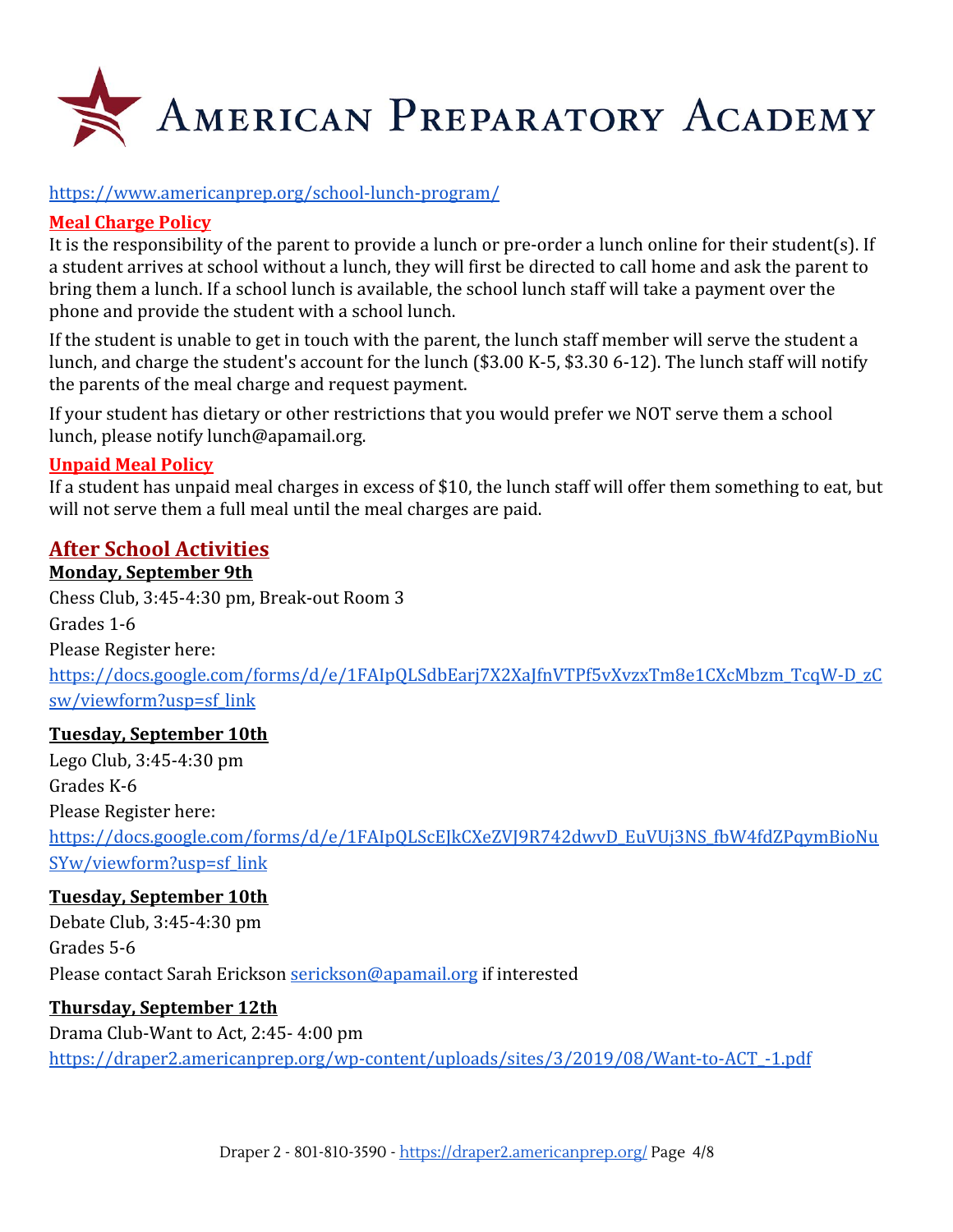https://www.americanprep.org/school-lunch-program/

**Meal Charge Policy**

It is the responsibility of the parent to provide a lunch or pre-order a lunch online for their student(s). If a student arrives at school without a lunch, they will first be directed to call home and ask the parent to bring them a lunch. If a school lunch is available, the school lunch staff will take a payment over the phone and provide the student with a school lunch.

If the student is unable to get in touch with the parent, the lunch staff member will serve the student a lunch, and charge the student's account for the lunch ($3.00 K-5, $3.30 6-12). The lunch staff will notify the parents of the meal charge and request payment.

If your student has dietary or other restrictions that you would prefer we NOT serve them a school lunch, please notify lunch@apamail.org.

**Unpaid Meal Policy**

If a student has unpaid meal charges in excess of $10, the lunch staff will offer them something to eat, but will not serve them a full meal until the meal charges are paid.

## After School Activities

**Monday, September 9th**

Chess Club, 3:45-4:30 pm, Break-out Room 3

Grades 1-6

Please Register here:

https://docs.google.com/forms/d/e/1FAIpQLSdbEarj7X2XaJfnVTPf5vXvzxTm8e1CXcMbzm_TcqW-D_zCsw/viewform?usp=sf_link

**Tuesday, September 10th**

Lego Club, 3:45-4:30 pm

Grades K-6

Please Register here:

https://docs.google.com/forms/d/e/1FAIpQLScEJkCXeZVJ9R742dwvD_EuVUj3NS_fbW4fdZPqymBioNuSYw/viewform?usp=sf_link

**Tuesday, September 10th**

Debate Club, 3:45-4:30 pm

Grades 5-6

Please contact Sarah Erickson serickson@apamail.org if interested

**Thursday, September 12th**

Drama Club-Want to Act, 2:45- 4:00 pm

https://draper2.americanprep.org/wp-content/uploads/sites/3/2019/08/Want-to-ACT_-1.pdf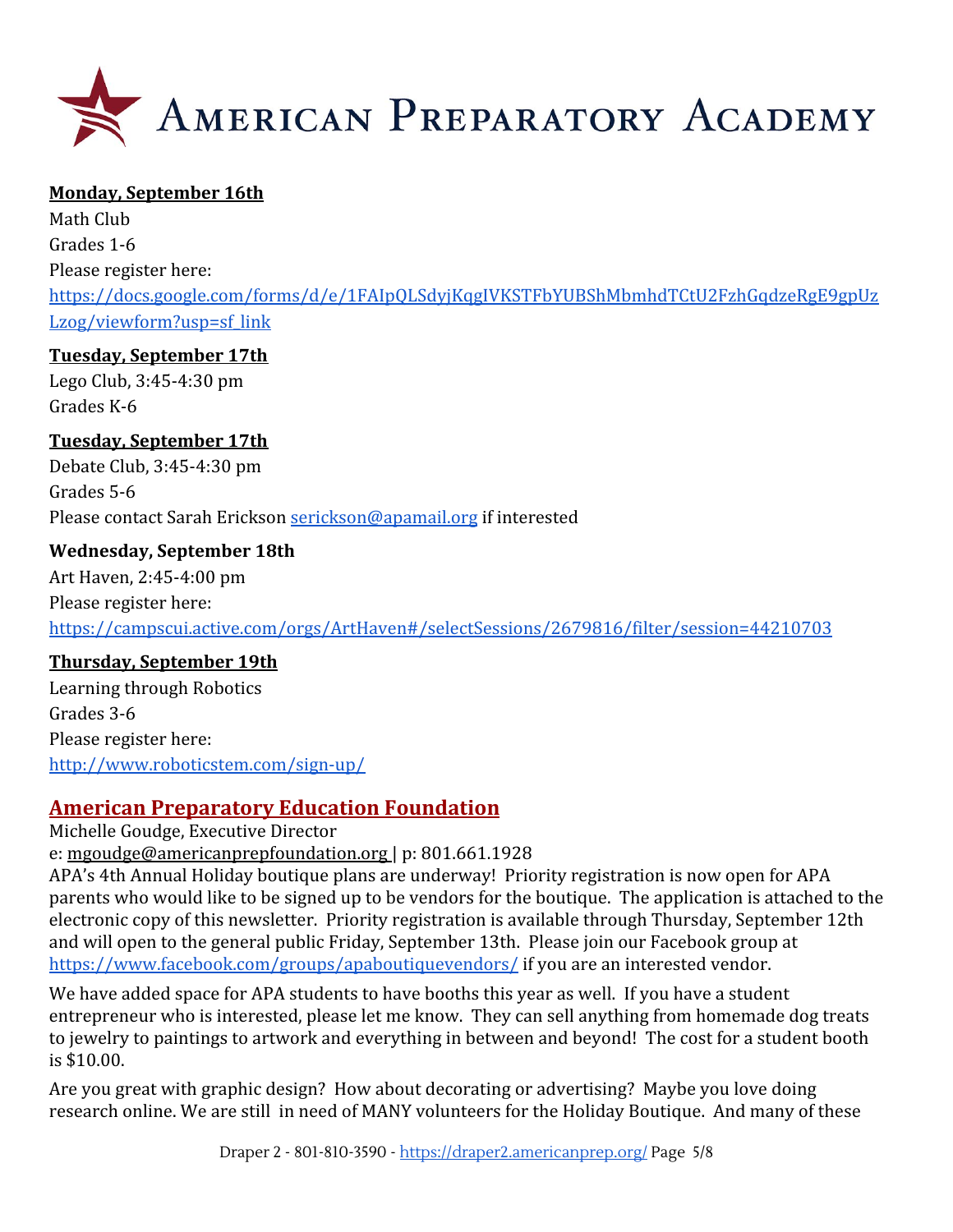**Monday, September 16th**

Math Club

Grades 1-6

Please register here:

https://docs.google.com/forms/d/e/1FAIpQLSdyjKqgIVKSTFbYUBShMbmhdTCtU2FzhGqdzeRgE9gpUzLzog/viewform?usp=sf_link

**Tuesday, September 17th**

Lego Club, 3:45-4:30 pm

Grades K-6

**Tuesday, September 17th**

Debate Club, 3:45-4:30 pm

Grades 5-6

Please contact Sarah Erickson serickson@apamail.org if interested

**Wednesday, September 18th**

Art Haven, 2:45-4:00 pm

Please register here:

https://campscui.active.com/orgs/ArtHaven#/selectSessions/2679816/filter/session=44210703

**Thursday, September 19th**

Learning through Robotics

Grades 3-6

Please register here:

http://www.roboticstem.com/sign-up/

## American Preparatory Education Foundation

Michelle Goudge, Executive Director

e: mgoudge@americanprepfoundation.org | p: 801.661.1928

APA's 4th Annual Holiday boutique plans are underway! Priority registration is now open for APA parents who would like to be signed up to be vendors for the boutique. The application is attached to the electronic copy of this newsletter. Priority registration is available through Thursday, September 12th and will open to the general public Friday, September 13th. Please join our Facebook group at https://www.facebook.com/groups/apaboutiquevendors/ if you are an interested vendor.

We have added space for APA students to have booths this year as well. If you have a student entrepreneur who is interested, please let me know. They can sell anything from homemade dog treats to jewelry to paintings to artwork and everything in between and beyond! The cost for a student booth is $10.00.

Are you great with graphic design? How about decorating or advertising? Maybe you love doing research online. We are still in need of MANY volunteers for the Holiday Boutique. And many of these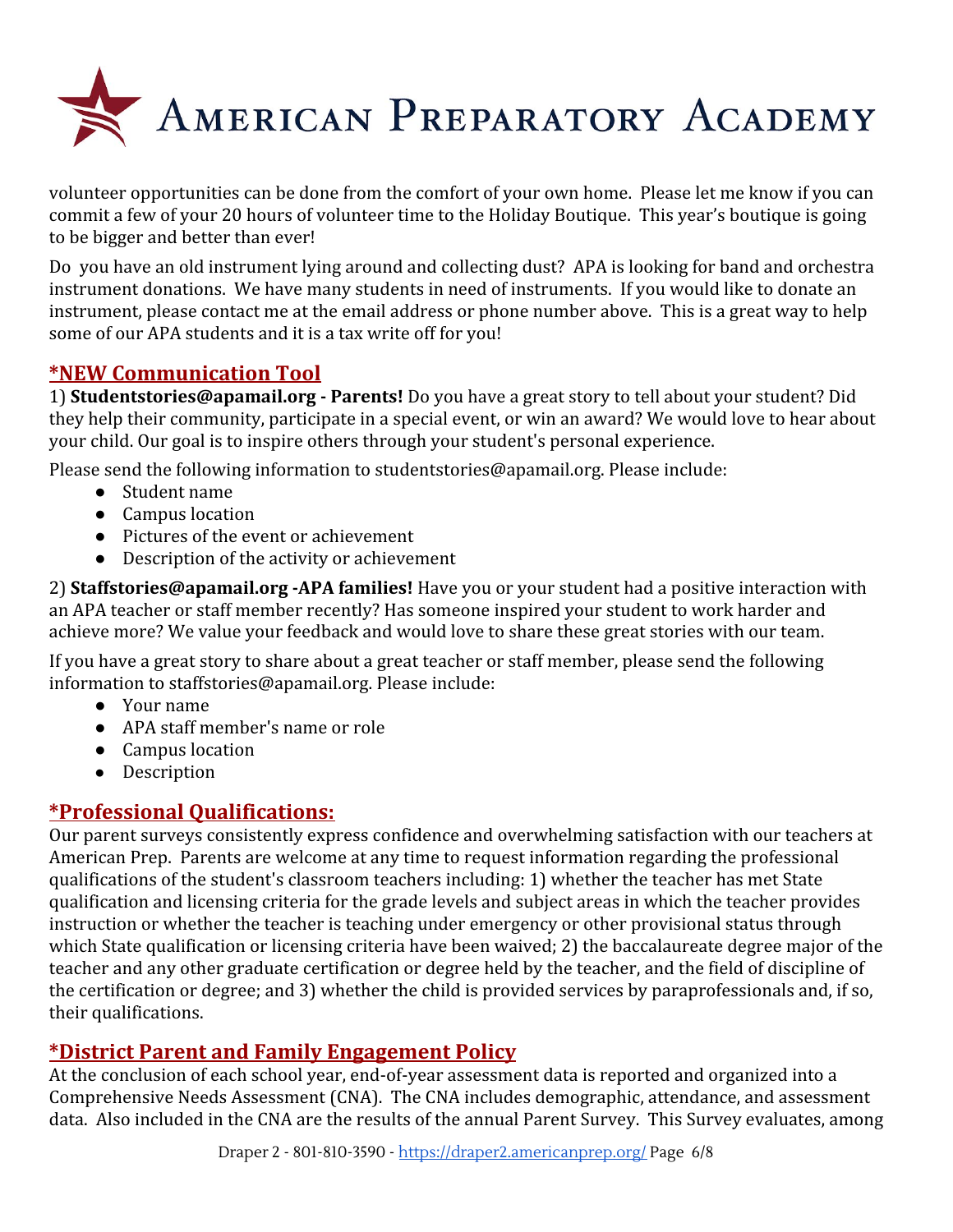volunteer opportunities can be done from the comfort of your own home. Please let me know if you can commit a few of your 20 hours of volunteer time to the Holiday Boutique. This year's boutique is going to be bigger and better than ever!

Do you have an old instrument lying around and collecting dust? APA is looking for band and orchestra instrument donations. We have many students in need of instruments. If you would like to donate an instrument, please contact me at the email address or phone number above. This is a great way to help some of our APA students and it is a tax write off for you!

## *NEW Communication Tool

1) **Studentstories@apamail.org - Parents!** Do you have a great story to tell about your student? Did they help their community, participate in a special event, or win an award? We would love to hear about your child. Our goal is to inspire others through your student's personal experience.

Please send the following information to studentstories@apamail.org. Please include:

- Student name
- Campus location
- Pictures of the event or achievement
- Description of the activity or achievement

2) **Staffstories@apamail.org -APA families!** Have you or your student had a positive interaction with an APA teacher or staff member recently? Has someone inspired your student to work harder and achieve more? We value your feedback and would love to share these great stories with our team.

If you have a great story to share about a great teacher or staff member, please send the following information to staffstories@apamail.org. Please include:

- Your name
- APA staff member's name or role
- Campus location
- Description

## *Professional Qualifications:

Our parent surveys consistently express confidence and overwhelming satisfaction with our teachers at American Prep. Parents are welcome at any time to request information regarding the professional qualifications of the student's classroom teachers including: 1) whether the teacher has met State qualification and licensing criteria for the grade levels and subject areas in which the teacher provides instruction or whether the teacher is teaching under emergency or other provisional status through which State qualification or licensing criteria have been waived; 2) the baccalaureate degree major of the teacher and any other graduate certification or degree held by the teacher, and the field of discipline of the certification or degree; and 3) whether the child is provided services by paraprofessionals and, if so, their qualifications.

## *District Parent and Family Engagement Policy

At the conclusion of each school year, end-of-year assessment data is reported and organized into a Comprehensive Needs Assessment (CNA). The CNA includes demographic, attendance, and assessment data. Also included in the CNA are the results of the annual Parent Survey. This Survey evaluates, among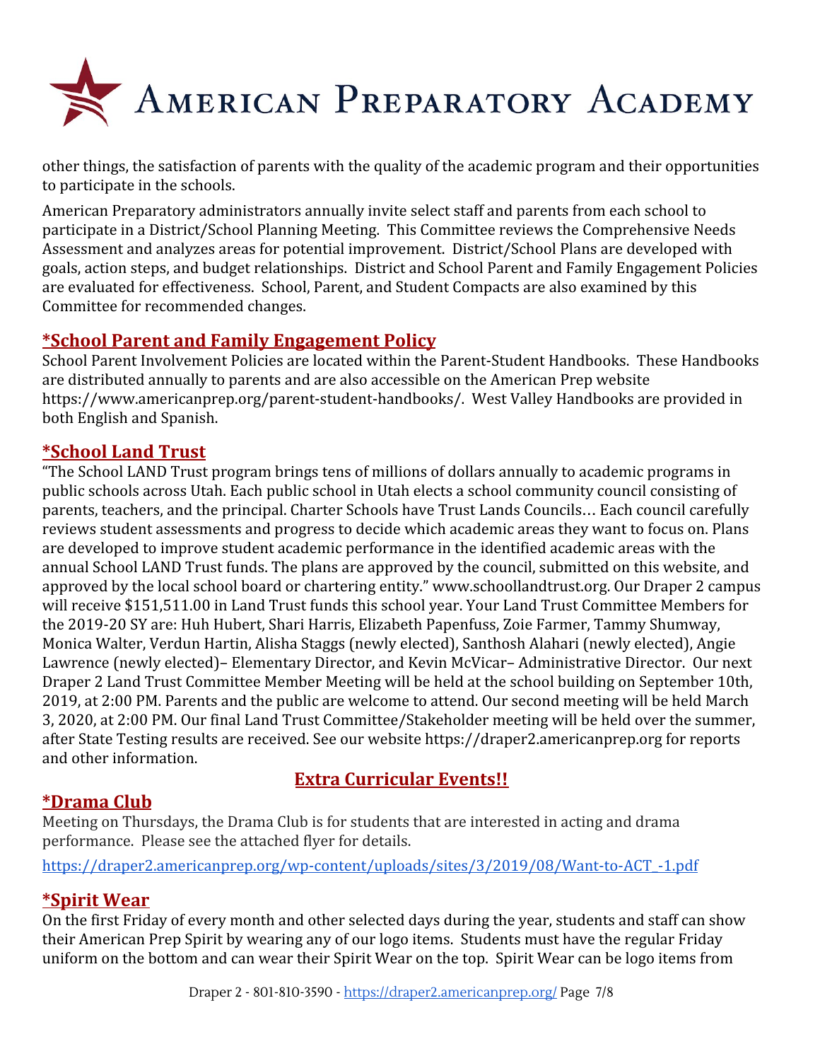other things, the satisfaction of parents with the quality of the academic program and their opportunities to participate in the schools.

American Preparatory administrators annually invite select staff and parents from each school to participate in a District/School Planning Meeting. This Committee reviews the Comprehensive Needs Assessment and analyzes areas for potential improvement. District/School Plans are developed with goals, action steps, and budget relationships. District and School Parent and Family Engagement Policies are evaluated for effectiveness. School, Parent, and Student Compacts are also examined by this Committee for recommended changes.

## **\*School Parent and Family Engagement Policy**

School Parent Involvement Policies are located within the Parent-Student Handbooks. These Handbooks are distributed annually to parents and are also accessible on the American Prep website https://www.americanprep.org/parent-student-handbooks/. West Valley Handbooks are provided in both English and Spanish.

## **\*School Land Trust**

"The School LAND Trust program brings tens of millions of dollars annually to academic programs in public schools across Utah. Each public school in Utah elects a school community council consisting of parents, teachers, and the principal. Charter Schools have Trust Lands Councils… Each council carefully reviews student assessments and progress to decide which academic areas they want to focus on. Plans are developed to improve student academic performance in the identified academic areas with the annual School LAND Trust funds. The plans are approved by the council, submitted on this website, and approved by the local school board or chartering entity." www.schoollandtrust.org. Our Draper 2 campus will receive $151,511.00 in Land Trust funds this school year. Your Land Trust Committee Members for the 2019-20 SY are: Huh Hubert, Shari Harris, Elizabeth Papenfuss, Zoie Farmer, Tammy Shumway, Monica Walter, Verdun Hartin, Alisha Staggs (newly elected), Santhosh Alahari (newly elected), Angie Lawrence (newly elected)– Elementary Director, and Kevin McVicar– Administrative Director. Our next Draper 2 Land Trust Committee Member Meeting will be held at the school building on September 10th, 2019, at 2:00 PM. Parents and the public are welcome to attend. Our second meeting will be held March 3, 2020, at 2:00 PM. Our final Land Trust Committee/Stakeholder meeting will be held over the summer, after State Testing results are received. See our website https://draper2.americanprep.org for reports and other information.

## **Extra Curricular Events!!**

## **\*Drama Club**

Meeting on Thursdays, the Drama Club is for students that are interested in acting and drama performance. Please see the attached flyer for details.

https://draper2.americanprep.org/wp-content/uploads/sites/3/2019/08/Want-to-ACT_-1.pdf

## **\*Spirit Wear**

On the first Friday of every month and other selected days during the year, students and staff can show their American Prep Spirit by wearing any of our logo items. Students must have the regular Friday uniform on the bottom and can wear their Spirit Wear on the top. Spirit Wear can be logo items from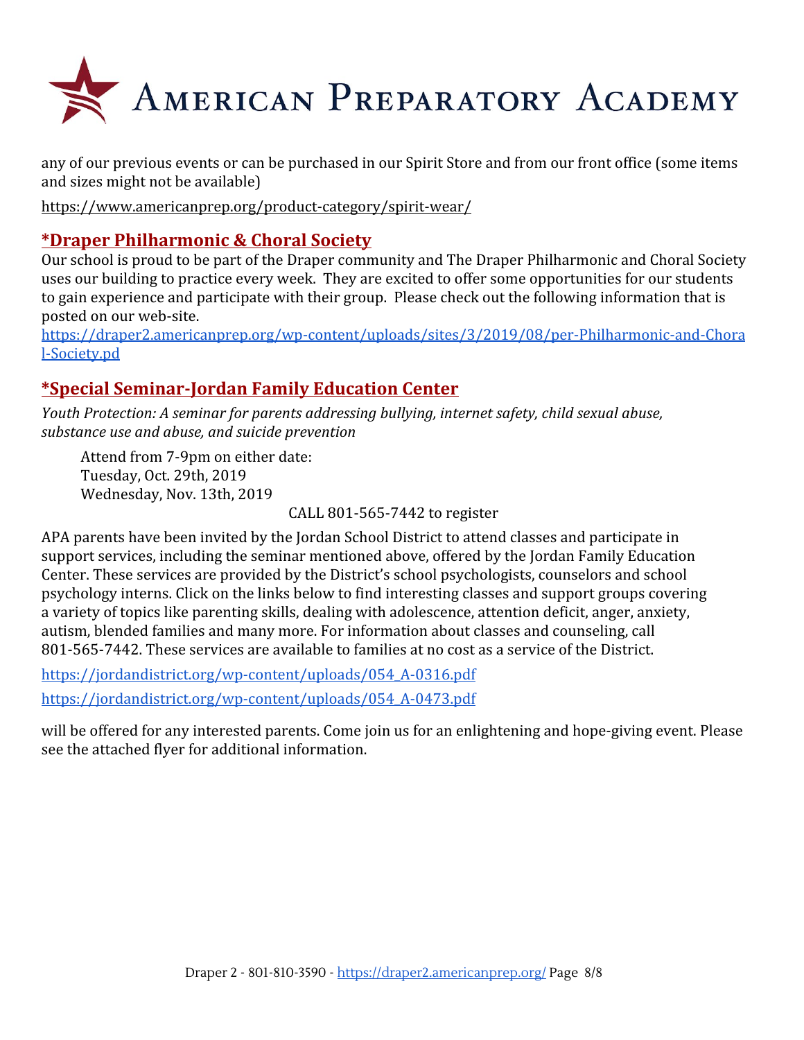any of our previous events or can be purchased in our Spirit Store and from our front office (some items and sizes might not be available)

https://www.americanprep.org/product-category/spirit-wear/

## *Draper Philharmonic & Choral Society

Our school is proud to be part of the Draper community and The Draper Philharmonic and Choral Society uses our building to practice every week. They are excited to offer some opportunities for our students to gain experience and participate with their group. Please check out the following information that is posted on our web-site.
https://draper2.americanprep.org/wp-content/uploads/sites/3/2019/08/per-Philharmonic-and-Choral-Society.pd

## *Special Seminar-Jordan Family Education Center

*Youth Protection: A seminar for parents addressing bullying, internet safety, child sexual abuse, substance use and abuse, and suicide prevention*

Attend from 7-9pm on either date:
Tuesday, Oct. 29th, 2019
Wednesday, Nov. 13th, 2019

CALL 801-565-7442 to register

APA parents have been invited by the Jordan School District to attend classes and participate in support services, including the seminar mentioned above, offered by the Jordan Family Education Center. These services are provided by the District's school psychologists, counselors and school psychology interns. Click on the links below to find interesting classes and support groups covering a variety of topics like parenting skills, dealing with adolescence, attention deficit, anger, anxiety, autism, blended families and many more. For information about classes and counseling, call 801-565-7442. These services are available to families at no cost as a service of the District.

https://jordandistrict.org/wp-content/uploads/054_A-0316.pdf

https://jordandistrict.org/wp-content/uploads/054_A-0473.pdf

will be offered for any interested parents. Come join us for an enlightening and hope-giving event. Please see the attached flyer for additional information.